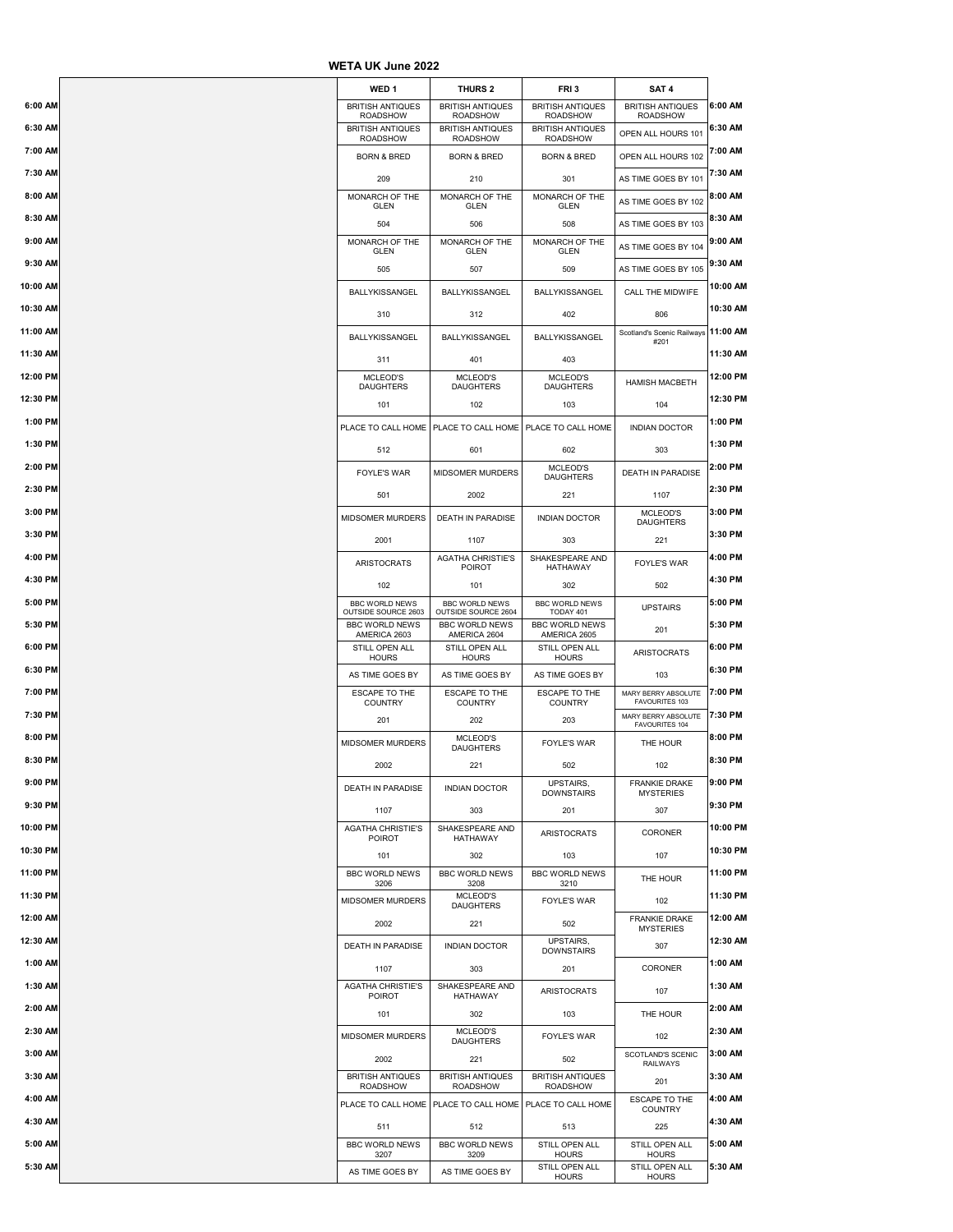# WETA UK June 2022

| | WED 1 | THURS 2 | FRI 3 | SAT 4 | |
|---|---|---|---|---|---|
| 6:00 AM | BRITISH ANTIQUES ROADSHOW | BRITISH ANTIQUES ROADSHOW | BRITISH ANTIQUES ROADSHOW | BRITISH ANTIQUES ROADSHOW | 6:00 AM |
| 6:30 AM | BRITISH ANTIQUES ROADSHOW | BRITISH ANTIQUES ROADSHOW | BRITISH ANTIQUES ROADSHOW | OPEN ALL HOURS 101 | 6:30 AM |
| 7:00 AM | BORN & BRED | BORN & BRED | BORN & BRED | OPEN ALL HOURS 102 | 7:00 AM |
| 7:30 AM | 209 | 210 | 301 | AS TIME GOES BY 101 | 7:30 AM |
| 8:00 AM | MONARCH OF THE GLEN | MONARCH OF THE GLEN | MONARCH OF THE GLEN | AS TIME GOES BY 102 | 8:00 AM |
| 8:30 AM | 504 | 506 | 508 | AS TIME GOES BY 103 | 8:30 AM |
| 9:00 AM | MONARCH OF THE GLEN | MONARCH OF THE GLEN | MONARCH OF THE GLEN | AS TIME GOES BY 104 | 9:00 AM |
| 9:30 AM | 505 | 507 | 509 | AS TIME GOES BY 105 | 9:30 AM |
| 10:00 AM | BALLYKISSANGEL | BALLYKISSANGEL | BALLYKISSANGEL | CALL THE MIDWIFE | 10:00 AM |
| 10:30 AM | 310 | 312 | 402 | 806 | 10:30 AM |
| 11:00 AM | BALLYKISSANGEL | BALLYKISSANGEL | BALLYKISSANGEL | Scotland's Scenic Railways #201 | 11:00 AM |
| 11:30 AM | 311 | 401 | 403 | | 11:30 AM |
| 12:00 PM | MCLEOD'S DAUGHTERS | MCLEOD'S DAUGHTERS | MCLEOD'S DAUGHTERS | HAMISH MACBETH | 12:00 PM |
| 12:30 PM | 101 | 102 | 103 | 104 | 12:30 PM |
| 1:00 PM | PLACE TO CALL HOME | PLACE TO CALL HOME | PLACE TO CALL HOME | INDIAN DOCTOR | 1:00 PM |
| 1:30 PM | 512 | 601 | 602 | 303 | 1:30 PM |
| 2:00 PM | FOYLE'S WAR | MIDSOMER MURDERS | MCLEOD'S DAUGHTERS | DEATH IN PARADISE | 2:00 PM |
| 2:30 PM | 501 | 2002 | 221 | 1107 | 2:30 PM |
| 3:00 PM | MIDSOMER MURDERS | DEATH IN PARADISE | INDIAN DOCTOR | MCLEOD'S DAUGHTERS | 3:00 PM |
| 3:30 PM | 2001 | 1107 | 303 | 221 | 3:30 PM |
| 4:00 PM | ARISTOCRATS | AGATHA CHRISTIE'S POIROT | SHAKESPEARE AND HATHAWAY | FOYLE'S WAR | 4:00 PM |
| 4:30 PM | 102 | 101 | 302 | 502 | 4:30 PM |
| 5:00 PM | BBC WORLD NEWS OUTSIDE SOURCE 2603 | BBC WORLD NEWS OUTSIDE SOURCE 2604 | BBC WORLD NEWS TODAY 401 | UPSTAIRS | 5:00 PM |
| 5:30 PM | BBC WORLD NEWS AMERICA 2603 | BBC WORLD NEWS AMERICA 2604 | BBC WORLD NEWS AMERICA 2605 | 201 | 5:30 PM |
| 6:00 PM | STILL OPEN ALL HOURS | STILL OPEN ALL HOURS | STILL OPEN ALL HOURS | ARISTOCRATS | 6:00 PM |
| 6:30 PM | AS TIME GOES BY | AS TIME GOES BY | AS TIME GOES BY | 103 | 6:30 PM |
| 7:00 PM | ESCAPE TO THE COUNTRY | ESCAPE TO THE COUNTRY | ESCAPE TO THE COUNTRY | MARY BERRY ABSOLUTE FAVOURITES 103 | 7:00 PM |
| 7:30 PM | 201 | 202 | 203 | MARY BERRY ABSOLUTE FAVOURITES 104 | 7:30 PM |
| 8:00 PM | MIDSOMER MURDERS | MCLEOD'S DAUGHTERS | FOYLE'S WAR | THE HOUR | 8:00 PM |
| 8:30 PM | 2002 | 221 | 502 | 102 | 8:30 PM |
| 9:00 PM | DEATH IN PARADISE | INDIAN DOCTOR | UPSTAIRS, DOWNSTAIRS | FRANKIE DRAKE MYSTERIES | 9:00 PM |
| 9:30 PM | 1107 | 303 | 201 | 307 | 9:30 PM |
| 10:00 PM | AGATHA CHRISTIE'S POIROT | SHAKESPEARE AND HATHAWAY | ARISTOCRATS | CORONER | 10:00 PM |
| 10:30 PM | 101 | 302 | 103 | 107 | 10:30 PM |
| 11:00 PM | BBC WORLD NEWS 3206 | BBC WORLD NEWS 3208 | BBC WORLD NEWS 3210 | THE HOUR | 11:00 PM |
| 11:30 PM | MIDSOMER MURDERS | MCLEOD'S DAUGHTERS | FOYLE'S WAR | 102 | 11:30 PM |
| 12:00 AM | 2002 | 221 | 502 | FRANKIE DRAKE MYSTERIES | 12:00 AM |
| 12:30 AM | DEATH IN PARADISE | INDIAN DOCTOR | UPSTAIRS, DOWNSTAIRS | 307 | 12:30 AM |
| 1:00 AM | 1107 | 303 | 201 | CORONER | 1:00 AM |
| 1:30 AM | AGATHA CHRISTIE'S POIROT | SHAKESPEARE AND HATHAWAY | ARISTOCRATS | 107 | 1:30 AM |
| 2:00 AM | 101 | 302 | 103 | THE HOUR | 2:00 AM |
| 2:30 AM | MIDSOMER MURDERS | MCLEOD'S DAUGHTERS | FOYLE'S WAR | 102 | 2:30 AM |
| 3:00 AM | 2002 | 221 | 502 | SCOTLAND'S SCENIC RAILWAYS | 3:00 AM |
| 3:30 AM | BRITISH ANTIQUES ROADSHOW | BRITISH ANTIQUES ROADSHOW | BRITISH ANTIQUES ROADSHOW | 201 | 3:30 AM |
| 4:00 AM | PLACE TO CALL HOME | PLACE TO CALL HOME | PLACE TO CALL HOME | ESCAPE TO THE COUNTRY | 4:00 AM |
| 4:30 AM | 511 | 512 | 513 | 225 | 4:30 AM |
| 5:00 AM | BBC WORLD NEWS 3207 | BBC WORLD NEWS 3209 | STILL OPEN ALL HOURS | STILL OPEN ALL HOURS | 5:00 AM |
| 5:30 AM | AS TIME GOES BY | AS TIME GOES BY | STILL OPEN ALL HOURS | STILL OPEN ALL HOURS | 5:30 AM |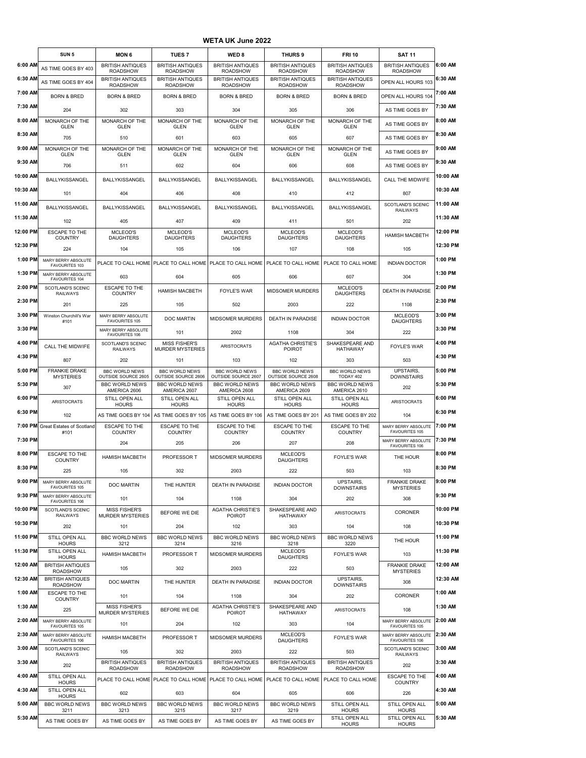# WETA UK June 2022

| | SUN 5 | MON 6 | TUES 7 | WED 8 | THURS 9 | FRI 10 | SAT 11 | |
|---|---|---|---|---|---|---|---|---|
| 6:00 AM | AS TIME GOES BY 403 | BRITISH ANTIQUES ROADSHOW | BRITISH ANTIQUES ROADSHOW | BRITISH ANTIQUES ROADSHOW | BRITISH ANTIQUES ROADSHOW | BRITISH ANTIQUES ROADSHOW | BRITISH ANTIQUES ROADSHOW | 6:00 AM |
| 6:30 AM | AS TIME GOES BY 404 | BRITISH ANTIQUES ROADSHOW | BRITISH ANTIQUES ROADSHOW | BRITISH ANTIQUES ROADSHOW | BRITISH ANTIQUES ROADSHOW | BRITISH ANTIQUES ROADSHOW | OPEN ALL HOURS 103 | 6:30 AM |
| 7:00 AM | BORN & BRED | BORN & BRED | BORN & BRED | BORN & BRED | BORN & BRED | BORN & BRED | OPEN ALL HOURS 104 | 7:00 AM |
| 7:30 AM | 204 | 302 | 303 | 304 | 305 | 306 | AS TIME GOES BY | 7:30 AM |
| 8:00 AM | MONARCH OF THE GLEN | MONARCH OF THE GLEN | MONARCH OF THE GLEN | MONARCH OF THE GLEN | MONARCH OF THE GLEN | MONARCH OF THE GLEN | AS TIME GOES BY | 8:00 AM |
| 8:30 AM | 705 | 510 | 601 | 603 | 605 | 607 | AS TIME GOES BY | 8:30 AM |
| 9:00 AM | MONARCH OF THE GLEN | MONARCH OF THE GLEN | MONARCH OF THE GLEN | MONARCH OF THE GLEN | MONARCH OF THE GLEN | MONARCH OF THE GLEN | AS TIME GOES BY | 9:00 AM |
| 9:30 AM | 706 | 511 | 602 | 604 | 606 | 608 | AS TIME GOES BY | 9:30 AM |
| 10:00 AM | BALLYKISSANGEL | BALLYKISSANGEL | BALLYKISSANGEL | BALLYKISSANGEL | BALLYKISSANGEL | BALLYKISSANGEL | CALL THE MIDWIFE | 10:00 AM |
| 10:30 AM | 101 | 404 | 406 | 408 | 410 | 412 | 807 | 10:30 AM |
| 11:00 AM | BALLYKISSANGEL | BALLYKISSANGEL | BALLYKISSANGEL | BALLYKISSANGEL | BALLYKISSANGEL | BALLYKISSANGEL | SCOTLAND'S SCENIC RAILWAYS | 11:00 AM |
| 11:30 AM | 102 | 405 | 407 | 409 | 411 | 501 | 202 | 11:30 AM |
| 12:00 PM | ESCAPE TO THE COUNTRY | MCLEOD'S DAUGHTERS | MCLEOD'S DAUGHTERS | MCLEOD'S DAUGHTERS | MCLEOD'S DAUGHTERS | MCLEOD'S DAUGHTERS | HAMISH MACBETH | 12:00 PM |
| 12:30 PM | 224 | 104 | 105 | 106 | 107 | 108 | 105 | 12:30 PM |
| 1:00 PM | MARY BERRY ABSOLUTE FAVOURITES 103 | PLACE TO CALL HOME | PLACE TO CALL HOME | PLACE TO CALL HOME | PLACE TO CALL HOME | PLACE TO CALL HOME | INDIAN DOCTOR | 1:00 PM |
| 1:30 PM | MARY BERRY ABSOLUTE FAVOURITES 104 | 603 | 604 | 605 | 606 | 607 | 304 | 1:30 PM |
| 2:00 PM | SCOTLAND'S SCENIC RAILWAYS | ESCAPE TO THE COUNTRY | HAMISH MACBETH | FOYLE'S WAR | MIDSOMER MURDERS | MCLEOD'S DAUGHTERS | DEATH IN PARADISE | 2:00 PM |
| 2:30 PM | 201 | 225 | 105 | 502 | 2003 | 222 | 1108 | 2:30 PM |
| 3:00 PM | Winston Churchill's War #101 | MARY BERRY ABSOLUTE FAVOURITES 105 | DOC MARTIN | MIDSOMER MURDERS | DEATH IN PARADISE | INDIAN DOCTOR | MCLEOD'S DAUGHTERS | 3:00 PM |
| 3:30 PM | | MARY BERRY ABSOLUTE FAVOURITES 106 | 101 | 2002 | 1108 | 304 | 222 | 3:30 PM |
| 4:00 PM | CALL THE MIDWIFE | SCOTLAND'S SCENIC RAILWAYS | MISS FISHER'S MURDER MYSTERIES | ARISTOCRATS | AGATHA CHRISTIE'S POIROT | SHAKESPEARE AND HATHAWAY | FOYLE'S WAR | 4:00 PM |
| 4:30 PM | 807 | 202 | 101 | 103 | 102 | 303 | 503 | 4:30 PM |
| 5:00 PM | FRANKIE DRAKE MYSTERIES | BBC WORLD NEWS OUTSIDE SOURCE 2605 | BBC WORLD NEWS OUTSIDE SOURCE 2606 | BBC WORLD NEWS OUTSIDE SOURCE 2607 | BBC WORLD NEWS OUTSIDE SOURCE 2608 | BBC WORLD NEWS TODAY 402 | UPSTAIRS, DOWNSTAIRS | 5:00 PM |
| 5:30 PM | 307 | BBC WORLD NEWS AMERICA 2606 | BBC WORLD NEWS AMERICA 2607 | BBC WORLD NEWS AMERICA 2608 | BBC WORLD NEWS AMERICA 2609 | BBC WORLD NEWS AMERICA 2610 | 202 | 5:30 PM |
| 6:00 PM | ARISTOCRATS | STILL OPEN ALL HOURS | STILL OPEN ALL HOURS | STILL OPEN ALL HOURS | STILL OPEN ALL HOURS | STILL OPEN ALL HOURS | ARISTOCRATS | 6:00 PM |
| 6:30 PM | 102 | AS TIME GOES BY 104 | AS TIME GOES BY 105 | AS TIME GOES BY 106 | AS TIME GOES BY 201 | AS TIME GOES BY 202 | 104 | 6:30 PM |
| 7:00 PM | Great Estates of Scotland #101 | ESCAPE TO THE COUNTRY | ESCAPE TO THE COUNTRY | ESCAPE TO THE COUNTRY | ESCAPE TO THE COUNTRY | ESCAPE TO THE COUNTRY | MARY BERRY ABSOLUTE FAVOURITES 105 | 7:00 PM |
| 7:30 PM | | 204 | 205 | 206 | 207 | 208 | MARY BERRY ABSOLUTE FAVOURITES 106 | 7:30 PM |
| 8:00 PM | ESCAPE TO THE COUNTRY | HAMISH MACBETH | PROFESSOR T | MIDSOMER MURDERS | MCLEOD'S DAUGHTERS | FOYLE'S WAR | THE HOUR | 8:00 PM |
| 8:30 PM | 225 | 105 | 302 | 2003 | 222 | 503 | 103 | 8:30 PM |
| 9:00 PM | MARY BERRY ABSOLUTE FAVOURITES 105 | DOC MARTIN | THE HUNTER | DEATH IN PARADISE | INDIAN DOCTOR | UPSTAIRS, DOWNSTAIRS | FRANKIE DRAKE MYSTERIES | 9:00 PM |
| 9:30 PM | MARY BERRY ABSOLUTE FAVOURITES 106 | 101 | 104 | 1108 | 304 | 202 | 308 | 9:30 PM |
| 10:00 PM | SCOTLAND'S SCENIC RAILWAYS | MISS FISHER'S MURDER MYSTERIES | BEFORE WE DIE | AGATHA CHRISTIE'S POIROT | SHAKESPEARE AND HATHAWAY | ARISTOCRATS | CORONER | 10:00 PM |
| 10:30 PM | 202 | 101 | 204 | 102 | 303 | 104 | 108 | 10:30 PM |
| 11:00 PM | STILL OPEN ALL HOURS | BBC WORLD NEWS 3212 | BBC WORLD NEWS 3214 | BBC WORLD NEWS 3216 | BBC WORLD NEWS 3218 | BBC WORLD NEWS 3220 | THE HOUR | 11:00 PM |
| 11:30 PM | STILL OPEN ALL HOURS | HAMISH MACBETH | PROFESSOR T | MIDSOMER MURDERS | MCLEOD'S DAUGHTERS | FOYLE'S WAR | 103 | 11:30 PM |
| 12:00 AM | BRITISH ANTIQUES ROADSHOW | 105 | 302 | 2003 | 222 | 503 | FRANKIE DRAKE MYSTERIES | 12:00 AM |
| 12:30 AM | BRITISH ANTIQUES ROADSHOW | DOC MARTIN | THE HUNTER | DEATH IN PARADISE | INDIAN DOCTOR | UPSTAIRS, DOWNSTAIRS | 308 | 12:30 AM |
| 1:00 AM | ESCAPE TO THE COUNTRY | 101 | 104 | 1108 | 304 | 202 | CORONER | 1:00 AM |
| 1:30 AM | 225 | MISS FISHER'S MURDER MYSTERIES | BEFORE WE DIE | AGATHA CHRISTIE'S POIROT | SHAKESPEARE AND HATHAWAY | ARISTOCRATS | 108 | 1:30 AM |
| 2:00 AM | MARY BERRY ABSOLUTE FAVOURITES 105 | 101 | 204 | 102 | 303 | 104 | MARY BERRY ABSOLUTE FAVOURITES 105 | 2:00 AM |
| 2:30 AM | MARY BERRY ABSOLUTE FAVOURITES 106 | HAMISH MACBETH | PROFESSOR T | MIDSOMER MURDERS | MCLEOD'S DAUGHTERS | FOYLE'S WAR | MARY BERRY ABSOLUTE FAVOURITES 106 | 2:30 AM |
| 3:00 AM | SCOTLAND'S SCENIC RAILWAYS | 105 | 302 | 2003 | 222 | 503 | SCOTLAND'S SCENIC RAILWAYS | 3:00 AM |
| 3:30 AM | 202 | BRITISH ANTIQUES ROADSHOW | BRITISH ANTIQUES ROADSHOW | BRITISH ANTIQUES ROADSHOW | BRITISH ANTIQUES ROADSHOW | BRITISH ANTIQUES ROADSHOW | 202 | 3:30 AM |
| 4:00 AM | STILL OPEN ALL HOURS | PLACE TO CALL HOME | PLACE TO CALL HOME | PLACE TO CALL HOME | PLACE TO CALL HOME | PLACE TO CALL HOME | ESCAPE TO THE COUNTRY | 4:00 AM |
| 4:30 AM | STILL OPEN ALL HOURS | 602 | 603 | 604 | 605 | 606 | 226 | 4:30 AM |
| 5:00 AM | BBC WORLD NEWS 3211 | BBC WORLD NEWS 3213 | BBC WORLD NEWS 3215 | BBC WORLD NEWS 3217 | BBC WORLD NEWS 3219 | STILL OPEN ALL HOURS | STILL OPEN ALL HOURS | 5:00 AM |
| 5:30 AM | AS TIME GOES BY | AS TIME GOES BY | AS TIME GOES BY | AS TIME GOES BY | AS TIME GOES BY | STILL OPEN ALL HOURS | STILL OPEN ALL HOURS | 5:30 AM |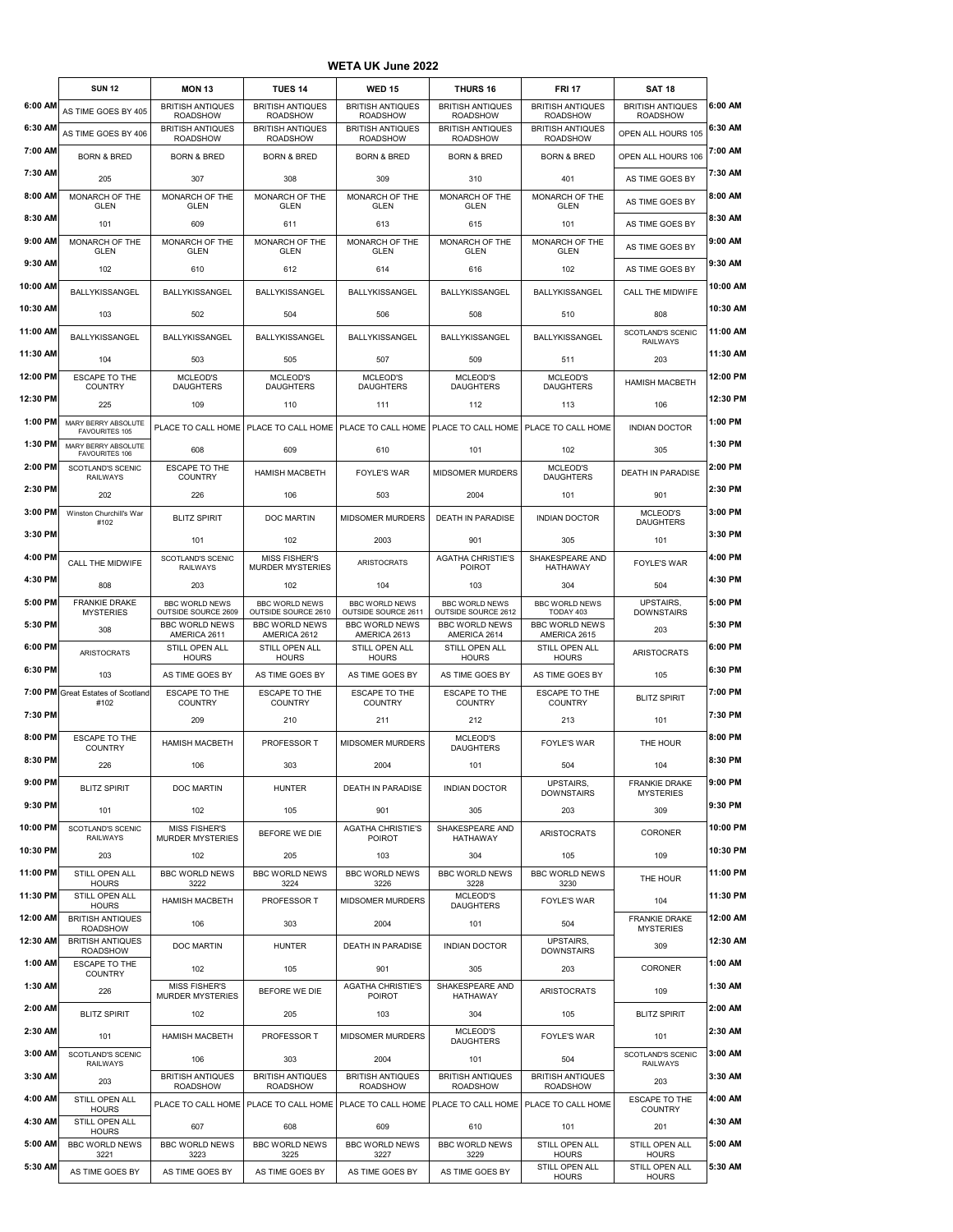# WETA UK June 2022

| | SUN 12 | MON 13 | TUES 14 | WED 15 | THURS 16 | FRI 17 | SAT 18 | |
|---|---|---|---|---|---|---|---|---|
| 6:00 AM | AS TIME GOES BY 405 | BRITISH ANTIQUES ROADSHOW | BRITISH ANTIQUES ROADSHOW | BRITISH ANTIQUES ROADSHOW | BRITISH ANTIQUES ROADSHOW | BRITISH ANTIQUES ROADSHOW | BRITISH ANTIQUES ROADSHOW | 6:00 AM |
| 6:30 AM | AS TIME GOES BY 406 | BRITISH ANTIQUES ROADSHOW | BRITISH ANTIQUES ROADSHOW | BRITISH ANTIQUES ROADSHOW | BRITISH ANTIQUES ROADSHOW | BRITISH ANTIQUES ROADSHOW | OPEN ALL HOURS 105 | 6:30 AM |
| 7:00 AM | BORN & BRED | BORN & BRED | BORN & BRED | BORN & BRED | BORN & BRED | BORN & BRED | OPEN ALL HOURS 106 | 7:00 AM |
| 7:30 AM | 205 | 307 | 308 | 309 | 310 | 401 | AS TIME GOES BY | 7:30 AM |
| 8:00 AM | MONARCH OF THE GLEN | MONARCH OF THE GLEN | MONARCH OF THE GLEN | MONARCH OF THE GLEN | MONARCH OF THE GLEN | MONARCH OF THE GLEN | AS TIME GOES BY | 8:00 AM |
| 8:30 AM | 101 | 609 | 611 | 613 | 615 | 101 | AS TIME GOES BY | 8:30 AM |
| 9:00 AM | MONARCH OF THE GLEN | MONARCH OF THE GLEN | MONARCH OF THE GLEN | MONARCH OF THE GLEN | MONARCH OF THE GLEN | MONARCH OF THE GLEN | AS TIME GOES BY | 9:00 AM |
| 9:30 AM | 102 | 610 | 612 | 614 | 616 | 102 | AS TIME GOES BY | 9:30 AM |
| 10:00 AM | BALLYKISSANGEL | BALLYKISSANGEL | BALLYKISSANGEL | BALLYKISSANGEL | BALLYKISSANGEL | BALLYKISSANGEL | CALL THE MIDWIFE | 10:00 AM |
| 10:30 AM | 103 | 502 | 504 | 506 | 508 | 510 | 808 | 10:30 AM |
| 11:00 AM | BALLYKISSANGEL | BALLYKISSANGEL | BALLYKISSANGEL | BALLYKISSANGEL | BALLYKISSANGEL | BALLYKISSANGEL | SCOTLAND'S SCENIC RAILWAYS | 11:00 AM |
| 11:30 AM | 104 | 503 | 505 | 507 | 509 | 511 | 203 | 11:30 AM |
| 12:00 PM | ESCAPE TO THE COUNTRY | MCLEOD'S DAUGHTERS | MCLEOD'S DAUGHTERS | MCLEOD'S DAUGHTERS | MCLEOD'S DAUGHTERS | MCLEOD'S DAUGHTERS | HAMISH MACBETH | 12:00 PM |
| 12:30 PM | 225 | 109 | 110 | 111 | 112 | 113 | 106 | 12:30 PM |
| 1:00 PM | MARY BERRY ABSOLUTE FAVOURITES 105 | PLACE TO CALL HOME | PLACE TO CALL HOME | PLACE TO CALL HOME | PLACE TO CALL HOME | PLACE TO CALL HOME | INDIAN DOCTOR | 1:00 PM |
| 1:30 PM | MARY BERRY ABSOLUTE FAVOURITES 106 | 608 | 609 | 610 | 101 | 102 | 305 | 1:30 PM |
| 2:00 PM | SCOTLAND'S SCENIC RAILWAYS | ESCAPE TO THE COUNTRY | HAMISH MACBETH | FOYLE'S WAR | MIDSOMER MURDERS | MCLEOD'S DAUGHTERS | DEATH IN PARADISE | 2:00 PM |
| 2:30 PM | 202 | 226 | 106 | 503 | 2004 | 101 | 901 | 2:30 PM |
| 3:00 PM | Winston Churchill's War #102 | BLITZ SPIRIT | DOC MARTIN | MIDSOMER MURDERS | DEATH IN PARADISE | INDIAN DOCTOR | MCLEOD'S DAUGHTERS | 3:00 PM |
| 3:30 PM | | 101 | 102 | 2003 | 901 | 305 | 101 | 3:30 PM |
| 4:00 PM | CALL THE MIDWIFE | SCOTLAND'S SCENIC RAILWAYS | MISS FISHER'S MURDER MYSTERIES | ARISTOCRATS | AGATHA CHRISTIE'S POIROT | SHAKESPEARE AND HATHAWAY | FOYLE'S WAR | 4:00 PM |
| 4:30 PM | 808 | 203 | 102 | 104 | 103 | 304 | 504 | 4:30 PM |
| 5:00 PM | FRANKIE DRAKE MYSTERIES | BBC WORLD NEWS OUTSIDE SOURCE 2609 | BBC WORLD NEWS OUTSIDE SOURCE 2610 | BBC WORLD NEWS OUTSIDE SOURCE 2611 | BBC WORLD NEWS OUTSIDE SOURCE 2612 | BBC WORLD NEWS TODAY 403 | UPSTAIRS, DOWNSTAIRS | 5:00 PM |
| 5:30 PM | 308 | BBC WORLD NEWS AMERICA 2611 | BBC WORLD NEWS AMERICA 2612 | BBC WORLD NEWS AMERICA 2613 | BBC WORLD NEWS AMERICA 2614 | BBC WORLD NEWS AMERICA 2615 | 203 | 5:30 PM |
| 6:00 PM | ARISTOCRATS | STILL OPEN ALL HOURS | STILL OPEN ALL HOURS | STILL OPEN ALL HOURS | STILL OPEN ALL HOURS | STILL OPEN ALL HOURS | ARISTOCRATS | 6:00 PM |
| 6:30 PM | 103 | AS TIME GOES BY | AS TIME GOES BY | AS TIME GOES BY | AS TIME GOES BY | AS TIME GOES BY | 105 | 6:30 PM |
| 7:00 PM | Great Estates of Scotland #102 | ESCAPE TO THE COUNTRY | ESCAPE TO THE COUNTRY | ESCAPE TO THE COUNTRY | ESCAPE TO THE COUNTRY | ESCAPE TO THE COUNTRY | BLITZ SPIRIT | 7:00 PM |
| 7:30 PM | | 209 | 210 | 211 | 212 | 213 | 101 | 7:30 PM |
| 8:00 PM | ESCAPE TO THE COUNTRY | HAMISH MACBETH | PROFESSOR T | MIDSOMER MURDERS | MCLEOD'S DAUGHTERS | FOYLE'S WAR | THE HOUR | 8:00 PM |
| 8:30 PM | 226 | 106 | 303 | 2004 | 101 | 504 | 104 | 8:30 PM |
| 9:00 PM | BLITZ SPIRIT | DOC MARTIN | HUNTER | DEATH IN PARADISE | INDIAN DOCTOR | UPSTAIRS, DOWNSTAIRS | FRANKIE DRAKE MYSTERIES | 9:00 PM |
| 9:30 PM | 101 | 102 | 105 | 901 | 305 | 203 | 309 | 9:30 PM |
| 10:00 PM | SCOTLAND'S SCENIC RAILWAYS | MISS FISHER'S MURDER MYSTERIES | BEFORE WE DIE | AGATHA CHRISTIE'S POIROT | SHAKESPEARE AND HATHAWAY | ARISTOCRATS | CORONER | 10:00 PM |
| 10:30 PM | 203 | 102 | 205 | 103 | 304 | 105 | 109 | 10:30 PM |
| 11:00 PM | STILL OPEN ALL HOURS | BBC WORLD NEWS 3222 | BBC WORLD NEWS 3224 | BBC WORLD NEWS 3226 | BBC WORLD NEWS 3228 | BBC WORLD NEWS 3230 | THE HOUR | 11:00 PM |
| 11:30 PM | STILL OPEN ALL HOURS | HAMISH MACBETH | PROFESSOR T | MIDSOMER MURDERS | MCLEOD'S DAUGHTERS | FOYLE'S WAR | 104 | 11:30 PM |
| 12:00 AM | BRITISH ANTIQUES ROADSHOW | 106 | 303 | 2004 | 101 | 504 | FRANKIE DRAKE MYSTERIES | 12:00 AM |
| 12:30 AM | BRITISH ANTIQUES ROADSHOW | DOC MARTIN | HUNTER | DEATH IN PARADISE | INDIAN DOCTOR | UPSTAIRS, DOWNSTAIRS | 309 | 12:30 AM |
| 1:00 AM | ESCAPE TO THE COUNTRY | 102 | 105 | 901 | 305 | 203 | CORONER | 1:00 AM |
| 1:30 AM | 226 | MISS FISHER'S MURDER MYSTERIES | BEFORE WE DIE | AGATHA CHRISTIE'S POIROT | SHAKESPEARE AND HATHAWAY | ARISTOCRATS | 109 | 1:30 AM |
| 2:00 AM | BLITZ SPIRIT | 102 | 205 | 103 | 304 | 105 | BLITZ SPIRIT | 2:00 AM |
| 2:30 AM | 101 | HAMISH MACBETH | PROFESSOR T | MIDSOMER MURDERS | MCLEOD'S DAUGHTERS | FOYLE'S WAR | 101 | 2:30 AM |
| 3:00 AM | SCOTLAND'S SCENIC RAILWAYS | 106 | 303 | 2004 | 101 | 504 | SCOTLAND'S SCENIC RAILWAYS | 3:00 AM |
| 3:30 AM | 203 | BRITISH ANTIQUES ROADSHOW | BRITISH ANTIQUES ROADSHOW | BRITISH ANTIQUES ROADSHOW | BRITISH ANTIQUES ROADSHOW | BRITISH ANTIQUES ROADSHOW | 203 | 3:30 AM |
| 4:00 AM | STILL OPEN ALL HOURS | PLACE TO CALL HOME | PLACE TO CALL HOME | PLACE TO CALL HOME | PLACE TO CALL HOME | PLACE TO CALL HOME | ESCAPE TO THE COUNTRY | 4:00 AM |
| 4:30 AM | STILL OPEN ALL HOURS | 607 | 608 | 609 | 610 | 101 | 201 | 4:30 AM |
| 5:00 AM | BBC WORLD NEWS 3221 | BBC WORLD NEWS 3223 | BBC WORLD NEWS 3225 | BBC WORLD NEWS 3227 | BBC WORLD NEWS 3229 | STILL OPEN ALL HOURS | STILL OPEN ALL HOURS | 5:00 AM |
| 5:30 AM | AS TIME GOES BY | AS TIME GOES BY | AS TIME GOES BY | AS TIME GOES BY | AS TIME GOES BY | STILL OPEN ALL HOURS | STILL OPEN ALL HOURS | 5:30 AM |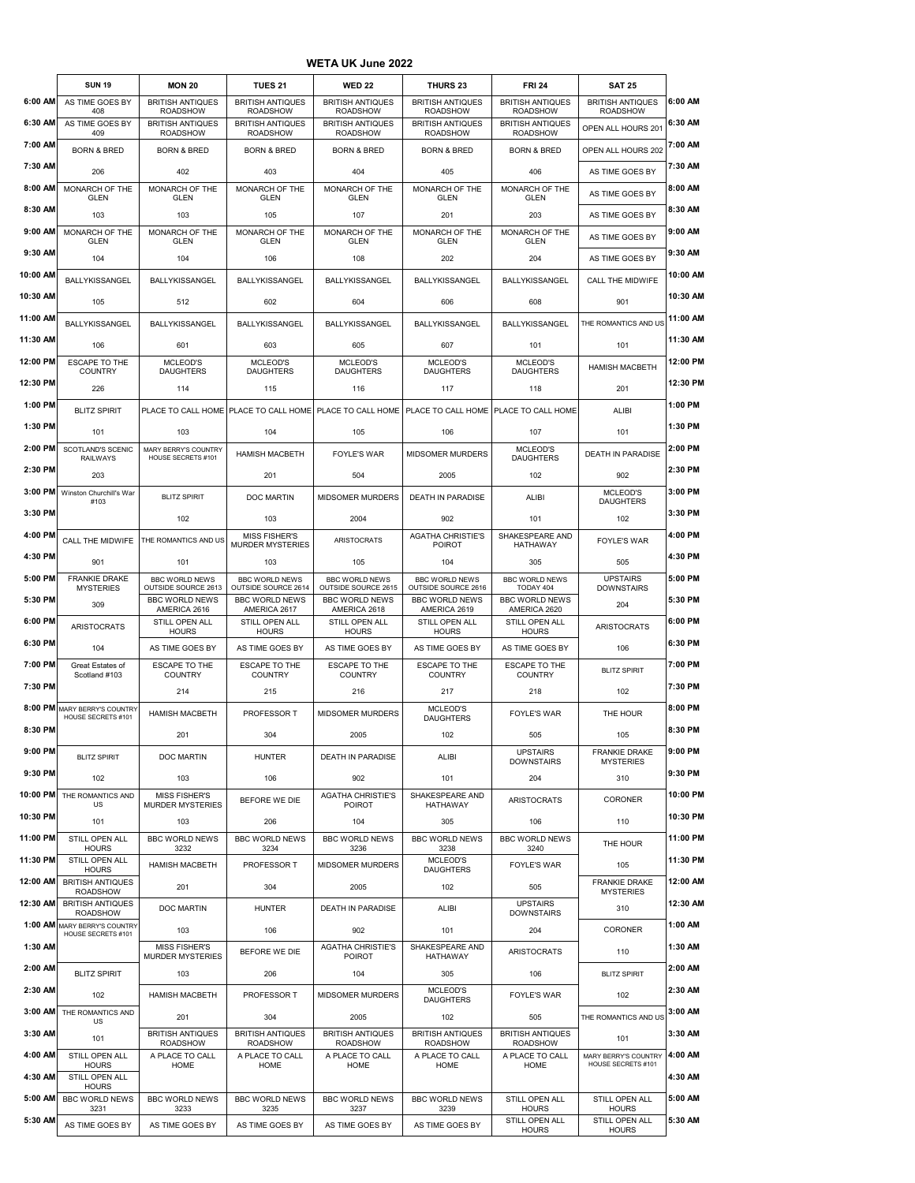# WETA UK June 2022

| | SUN 19 | MON 20 | TUES 21 | WED 22 | THURS 23 | FRI 24 | SAT 25 | |
|---|---|---|---|---|---|---|---|---|
| 6:00 AM | AS TIME GOES BY 408 | BRITISH ANTIQUES ROADSHOW | BRITISH ANTIQUES ROADSHOW | BRITISH ANTIQUES ROADSHOW | BRITISH ANTIQUES ROADSHOW | BRITISH ANTIQUES ROADSHOW | BRITISH ANTIQUES ROADSHOW | 6:00 AM |
| 6:30 AM | AS TIME GOES BY 409 | BRITISH ANTIQUES ROADSHOW | BRITISH ANTIQUES ROADSHOW | BRITISH ANTIQUES ROADSHOW | BRITISH ANTIQUES ROADSHOW | BRITISH ANTIQUES ROADSHOW | OPEN ALL HOURS 201 | 6:30 AM |
| 7:00 AM | BORN & BRED | BORN & BRED | BORN & BRED | BORN & BRED | BORN & BRED | BORN & BRED | OPEN ALL HOURS 202 | 7:00 AM |
| 7:30 AM | 206 | 402 | 403 | 404 | 405 | 406 | AS TIME GOES BY | 7:30 AM |
| 8:00 AM | MONARCH OF THE GLEN | MONARCH OF THE GLEN | MONARCH OF THE GLEN | MONARCH OF THE GLEN | MONARCH OF THE GLEN | MONARCH OF THE GLEN | AS TIME GOES BY | 8:00 AM |
| 8:30 AM | 103 | 103 | 105 | 107 | 201 | 203 | AS TIME GOES BY | 8:30 AM |
| 9:00 AM | MONARCH OF THE GLEN | MONARCH OF THE GLEN | MONARCH OF THE GLEN | MONARCH OF THE GLEN | MONARCH OF THE GLEN | MONARCH OF THE GLEN | AS TIME GOES BY | 9:00 AM |
| 9:30 AM | 104 | 104 | 106 | 108 | 202 | 204 | AS TIME GOES BY | 9:30 AM |
| 10:00 AM | BALLYKISSANGEL | BALLYKISSANGEL | BALLYKISSANGEL | BALLYKISSANGEL | BALLYKISSANGEL | BALLYKISSANGEL | CALL THE MIDWIFE | 10:00 AM |
| 10:30 AM | 105 | 512 | 602 | 604 | 606 | 608 | 901 | 10:30 AM |
| 11:00 AM | BALLYKISSANGEL | BALLYKISSANGEL | BALLYKISSANGEL | BALLYKISSANGEL | BALLYKISSANGEL | BALLYKISSANGEL | THE ROMANTICS AND US | 11:00 AM |
| 11:30 AM | 106 | 601 | 603 | 605 | 607 | 101 | 101 | 11:30 AM |
| 12:00 PM | ESCAPE TO THE COUNTRY | MCLEOD'S DAUGHTERS | MCLEOD'S DAUGHTERS | MCLEOD'S DAUGHTERS | MCLEOD'S DAUGHTERS | MCLEOD'S DAUGHTERS | HAMISH MACBETH | 12:00 PM |
| 12:30 PM | 226 | 114 | 115 | 116 | 117 | 118 | 201 | 12:30 PM |
| 1:00 PM | BLITZ SPIRIT | PLACE TO CALL HOME | PLACE TO CALL HOME | PLACE TO CALL HOME | PLACE TO CALL HOME | PLACE TO CALL HOME | ALIBI | 1:00 PM |
| 1:30 PM | 101 | 103 | 104 | 105 | 106 | 107 | 101 | 1:30 PM |
| 2:00 PM | SCOTLAND'S SCENIC RAILWAYS | MARY BERRY'S COUNTRY HOUSE SECRETS #101 | HAMISH MACBETH | FOYLE'S WAR | MIDSOMER MURDERS | MCLEOD'S DAUGHTERS | DEATH IN PARADISE | 2:00 PM |
| 2:30 PM | 203 | | 201 | 504 | 2005 | 102 | 902 | 2:30 PM |
| 3:00 PM | Winston Churchill's War #103 | BLITZ SPIRIT | DOC MARTIN | MIDSOMER MURDERS | DEATH IN PARADISE | ALIBI | MCLEOD'S DAUGHTERS | 3:00 PM |
| 3:30 PM | | 102 | 103 | 2004 | 902 | 101 | 102 | 3:30 PM |
| 4:00 PM | CALL THE MIDWIFE | THE ROMANTICS AND US | MISS FISHER'S MURDER MYSTERIES | ARISTOCRATS | AGATHA CHRISTIE'S POIROT | SHAKESPEARE AND HATHAWAY | FOYLE'S WAR | 4:00 PM |
| 4:30 PM | 901 | 101 | 103 | 105 | 104 | 305 | 505 | 4:30 PM |
| 5:00 PM | FRANKIE DRAKE MYSTERIES | BBC WORLD NEWS OUTSIDE SOURCE 2613 | BBC WORLD NEWS OUTSIDE SOURCE 2614 | BBC WORLD NEWS OUTSIDE SOURCE 2615 | BBC WORLD NEWS OUTSIDE SOURCE 2616 | BBC WORLD NEWS TODAY 404 | UPSTAIRS DOWNSTAIRS | 5:00 PM |
| 5:30 PM | 309 | BBC WORLD NEWS AMERICA 2616 | BBC WORLD NEWS AMERICA 2617 | BBC WORLD NEWS AMERICA 2618 | BBC WORLD NEWS AMERICA 2619 | BBC WORLD NEWS AMERICA 2620 | 204 | 5:30 PM |
| 6:00 PM | ARISTOCRATS | STILL OPEN ALL HOURS | STILL OPEN ALL HOURS | STILL OPEN ALL HOURS | STILL OPEN ALL HOURS | STILL OPEN ALL HOURS | ARISTOCRATS | 6:00 PM |
| 6:30 PM | 104 | AS TIME GOES BY | AS TIME GOES BY | AS TIME GOES BY | AS TIME GOES BY | AS TIME GOES BY | 106 | 6:30 PM |
| 7:00 PM | Great Estates of Scotland #103 | ESCAPE TO THE COUNTRY | ESCAPE TO THE COUNTRY | ESCAPE TO THE COUNTRY | ESCAPE TO THE COUNTRY | ESCAPE TO THE COUNTRY | BLITZ SPIRIT | 7:00 PM |
| 7:30 PM | | 214 | 215 | 216 | 217 | 218 | 102 | 7:30 PM |
| 8:00 PM | MARY BERRY'S COUNTRY HOUSE SECRETS #101 | HAMISH MACBETH | PROFESSOR T | MIDSOMER MURDERS | MCLEOD'S DAUGHTERS | FOYLE'S WAR | THE HOUR | 8:00 PM |
| 8:30 PM | | 201 | 304 | 2005 | 102 | 505 | 105 | 8:30 PM |
| 9:00 PM | BLITZ SPIRIT | DOC MARTIN | HUNTER | DEATH IN PARADISE | ALIBI | UPSTAIRS DOWNSTAIRS | FRANKIE DRAKE MYSTERIES | 9:00 PM |
| 9:30 PM | 102 | 103 | 106 | 902 | 101 | 204 | 310 | 9:30 PM |
| 10:00 PM | THE ROMANTICS AND US | MISS FISHER'S MURDER MYSTERIES | BEFORE WE DIE | AGATHA CHRISTIE'S POIROT | SHAKESPEARE AND HATHAWAY | ARISTOCRATS | CORONER | 10:00 PM |
| 10:30 PM | 101 | 103 | 206 | 104 | 305 | 106 | 110 | 10:30 PM |
| 11:00 PM | STILL OPEN ALL HOURS | BBC WORLD NEWS 3232 | BBC WORLD NEWS 3234 | BBC WORLD NEWS 3236 | BBC WORLD NEWS 3238 | BBC WORLD NEWS 3240 | THE HOUR | 11:00 PM |
| 11:30 PM | STILL OPEN ALL HOURS | HAMISH MACBETH | PROFESSOR T | MIDSOMER MURDERS | MCLEOD'S DAUGHTERS | FOYLE'S WAR | 105 | 11:30 PM |
| 12:00 AM | BRITISH ANTIQUES ROADSHOW | 201 | 304 | 2005 | 102 | 505 | FRANKIE DRAKE MYSTERIES | 12:00 AM |
| 12:30 AM | BRITISH ANTIQUES ROADSHOW | DOC MARTIN | HUNTER | DEATH IN PARADISE | ALIBI | UPSTAIRS DOWNSTAIRS | 310 | 12:30 AM |
| 1:00 AM | MARY BERRY'S COUNTRY HOUSE SECRETS #101 | 103 | 106 | 902 | 101 | 204 | CORONER | 1:00 AM |
| 1:30 AM | | MISS FISHER'S MURDER MYSTERIES | BEFORE WE DIE | AGATHA CHRISTIE'S POIROT | SHAKESPEARE AND HATHAWAY | ARISTOCRATS | 110 | 1:30 AM |
| 2:00 AM | BLITZ SPIRIT | 103 | 206 | 104 | 305 | 106 | BLITZ SPIRIT | 2:00 AM |
| 2:30 AM | 102 | HAMISH MACBETH | PROFESSOR T | MIDSOMER MURDERS | MCLEOD'S DAUGHTERS | FOYLE'S WAR | 102 | 2:30 AM |
| 3:00 AM | THE ROMANTICS AND US | 201 | 304 | 2005 | 102 | 505 | THE ROMANTICS AND US | 3:00 AM |
| 3:30 AM | 101 | BRITISH ANTIQUES ROADSHOW | BRITISH ANTIQUES ROADSHOW | BRITISH ANTIQUES ROADSHOW | BRITISH ANTIQUES ROADSHOW | BRITISH ANTIQUES ROADSHOW | 101 | 3:30 AM |
| 4:00 AM | STILL OPEN ALL HOURS | A PLACE TO CALL HOME | A PLACE TO CALL HOME | A PLACE TO CALL HOME | A PLACE TO CALL HOME | A PLACE TO CALL HOME | MARY BERRY'S COUNTRY HOUSE SECRETS #101 | 4:00 AM |
| 4:30 AM | STILL OPEN ALL HOURS | | | | | | | 4:30 AM |
| 5:00 AM | BBC WORLD NEWS 3231 | BBC WORLD NEWS 3233 | BBC WORLD NEWS 3235 | BBC WORLD NEWS 3237 | BBC WORLD NEWS 3239 | STILL OPEN ALL HOURS | STILL OPEN ALL HOURS | 5:00 AM |
| 5:30 AM | AS TIME GOES BY | AS TIME GOES BY | AS TIME GOES BY | AS TIME GOES BY | AS TIME GOES BY | STILL OPEN ALL HOURS | STILL OPEN ALL HOURS | 5:30 AM |